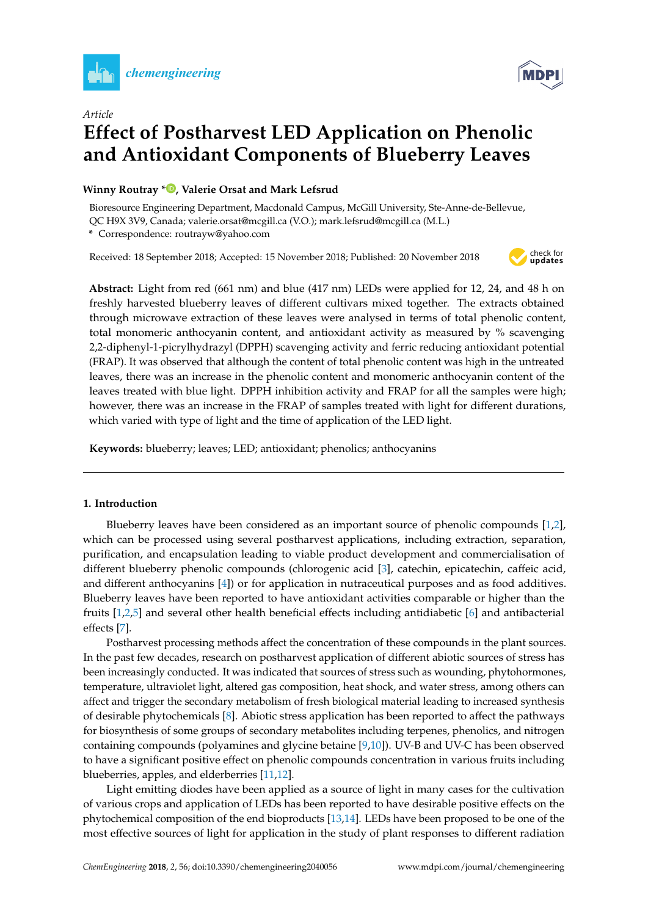*Article*

# Effect of Postharvest LED Application on Phenolic and Antioxidant Components of Blueberry Leaves

**Winny Routray \*, Valerie Orsat and Mark Lefsrud**

Bioresource Engineering Department, Macdonald Campus, McGill University, Ste-Anne-de-Bellevue, QC H9X 3V9, Canada; valerie.orsat@mcgill.ca (V.O.); mark.lefsrud@mcgill.ca (M.L.)

\* Correspondence: routrayw@yahoo.com

Received: 18 September 2018; Accepted: 15 November 2018; Published: 20 November 2018

**Abstract:** Light from red (661 nm) and blue (417 nm) LEDs were applied for 12, 24, and 48 h on freshly harvested blueberry leaves of different cultivars mixed together. The extracts obtained through microwave extraction of these leaves were analysed in terms of total phenolic content, total monomeric anthocyanin content, and antioxidant activity as measured by % scavenging 2,2-diphenyl-1-picrylhydrazyl (DPPH) scavenging activity and ferric reducing antioxidant potential (FRAP). It was observed that although the content of total phenolic content was high in the untreated leaves, there was an increase in the phenolic content and monomeric anthocyanin content of the leaves treated with blue light. DPPH inhibition activity and FRAP for all the samples were high; however, there was an increase in the FRAP of samples treated with light for different durations, which varied with type of light and the time of application of the LED light.

**Keywords:** blueberry; leaves; LED; antioxidant; phenolics; anthocyanins

## 1. Introduction

Blueberry leaves have been considered as an important source of phenolic compounds [1,2], which can be processed using several postharvest applications, including extraction, separation, purification, and encapsulation leading to viable product development and commercialisation of different blueberry phenolic compounds (chlorogenic acid [3], catechin, epicatechin, caffeic acid, and different anthocyanins [4]) or for application in nutraceutical purposes and as food additives. Blueberry leaves have been reported to have antioxidant activities comparable or higher than the fruits [1,2,5] and several other health beneficial effects including antidiabetic [6] and antibacterial effects [7].

Postharvest processing methods affect the concentration of these compounds in the plant sources. In the past few decades, research on postharvest application of different abiotic sources of stress has been increasingly conducted. It was indicated that sources of stress such as wounding, phytohormones, temperature, ultraviolet light, altered gas composition, heat shock, and water stress, among others can affect and trigger the secondary metabolism of fresh biological material leading to increased synthesis of desirable phytochemicals [8]. Abiotic stress application has been reported to affect the pathways for biosynthesis of some groups of secondary metabolites including terpenes, phenolics, and nitrogen containing compounds (polyamines and glycine betaine [9,10]). UV-B and UV-C has been observed to have a significant positive effect on phenolic compounds concentration in various fruits including blueberries, apples, and elderberries [11,12].

Light emitting diodes have been applied as a source of light in many cases for the cultivation of various crops and application of LEDs has been reported to have desirable positive effects on the phytochemical composition of the end bioproducts [13,14]. LEDs have been proposed to be one of the most effective sources of light for application in the study of plant responses to different radiation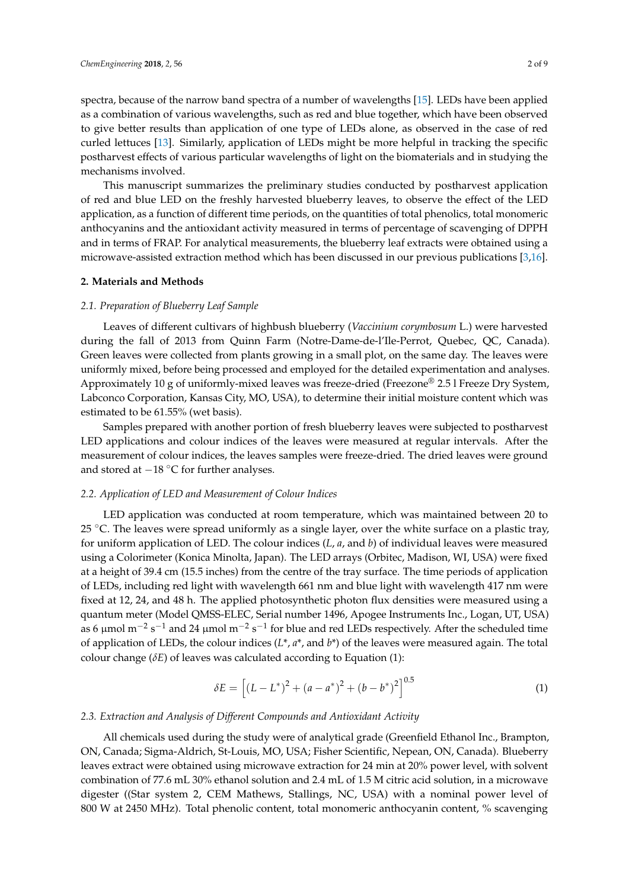spectra, because of the narrow band spectra of a number of wavelengths [15]. LEDs have been applied as a combination of various wavelengths, such as red and blue together, which have been observed to give better results than application of one type of LEDs alone, as observed in the case of red curled lettuces [13]. Similarly, application of LEDs might be more helpful in tracking the specific postharvest effects of various particular wavelengths of light on the biomaterials and in studying the mechanisms involved.

This manuscript summarizes the preliminary studies conducted by postharvest application of red and blue LED on the freshly harvested blueberry leaves, to observe the effect of the LED application, as a function of different time periods, on the quantities of total phenolics, total monomeric anthocyanins and the antioxidant activity measured in terms of percentage of scavenging of DPPH and in terms of FRAP. For analytical measurements, the blueberry leaf extracts were obtained using a microwave-assisted extraction method which has been discussed in our previous publications [3,16].

## 2. Materials and Methods

### 2.1. Preparation of Blueberry Leaf Sample

Leaves of different cultivars of highbush blueberry (*Vaccinium corymbosum* L.) were harvested during the fall of 2013 from Quinn Farm (Notre-Dame-de-l'Ile-Perrot, Quebec, QC, Canada). Green leaves were collected from plants growing in a small plot, on the same day. The leaves were uniformly mixed, before being processed and employed for the detailed experimentation and analyses. Approximately 10 g of uniformly-mixed leaves was freeze-dried (Freezone® 2.5 l Freeze Dry System, Labconco Corporation, Kansas City, MO, USA), to determine their initial moisture content which was estimated to be 61.55% (wet basis).

Samples prepared with another portion of fresh blueberry leaves were subjected to postharvest LED applications and colour indices of the leaves were measured at regular intervals. After the measurement of colour indices, the leaves samples were freeze-dried. The dried leaves were ground and stored at −18 °C for further analyses.

### 2.2. Application of LED and Measurement of Colour Indices

LED application was conducted at room temperature, which was maintained between 20 to 25 °C. The leaves were spread uniformly as a single layer, over the white surface on a plastic tray, for uniform application of LED. The colour indices ($L$, $a$, and $b$) of individual leaves were measured using a Colorimeter (Konica Minolta, Japan). The LED arrays (Orbitec, Madison, WI, USA) were fixed at a height of 39.4 cm (15.5 inches) from the centre of the tray surface. The time periods of application of LEDs, including red light with wavelength 661 nm and blue light with wavelength 417 nm were fixed at 12, 24, and 48 h. The applied photosynthetic photon flux densities were measured using a quantum meter (Model QMSS-ELEC, Serial number 1496, Apogee Instruments Inc., Logan, UT, USA) as 6 μmol $m^{-2}$ $s^{-1}$ and 24 μmol $m^{-2}$ $s^{-1}$ for blue and red LEDs respectively. After the scheduled time of application of LEDs, the colour indices ($L^*$, $a^*$, and $b^*$) of the leaves were measured again. The total colour change ($\delta E$) of leaves was calculated according to Equation (1):

$$\delta E = \left[ (L - L^*)^2 + (a - a^*)^2 + (b - b^*)^2 \right]^{0.5} \quad (1)$$

### 2.3. Extraction and Analysis of Different Compounds and Antioxidant Activity

All chemicals used during the study were of analytical grade (Greenfield Ethanol Inc., Brampton, ON, Canada; Sigma-Aldrich, St-Louis, MO, USA; Fisher Scientific, Nepean, ON, Canada). Blueberry leaves extract were obtained using microwave extraction for 24 min at 20% power level, with solvent combination of 77.6 mL 30% ethanol solution and 2.4 mL of 1.5 M citric acid solution, in a microwave digester ((Star system 2, CEM Mathews, Stallings, NC, USA) with a nominal power level of 800 W at 2450 MHz). Total phenolic content, total monomeric anthocyanin content, % scavenging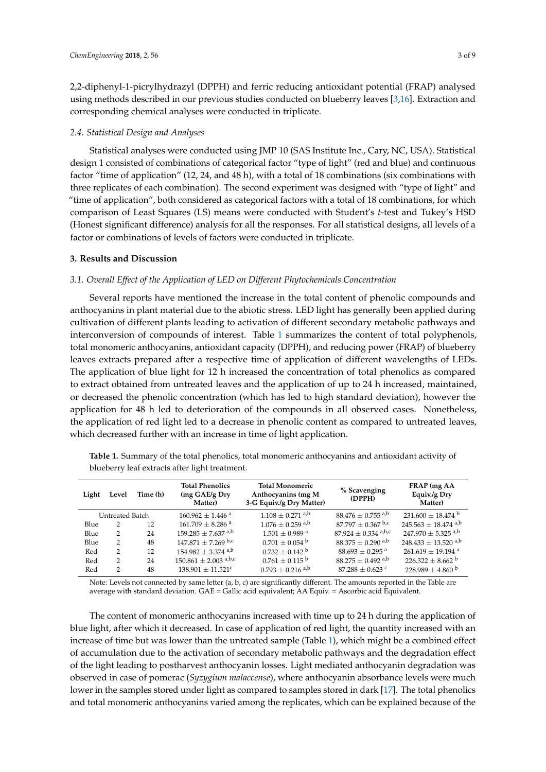2,2-diphenyl-1-picrylhydrazyl (DPPH) and ferric reducing antioxidant potential (FRAP) analysed using methods described in our previous studies conducted on blueberry leaves [3,16]. Extraction and corresponding chemical analyses were conducted in triplicate.

### 2.4. Statistical Design and Analyses

Statistical analyses were conducted using JMP 10 (SAS Institute Inc., Cary, NC, USA). Statistical design 1 consisted of combinations of categorical factor "type of light" (red and blue) and continuous factor "time of application" (12, 24, and 48 h), with a total of 18 combinations (six combinations with three replicates of each combination). The second experiment was designed with "type of light" and "time of application", both considered as categorical factors with a total of 18 combinations, for which comparison of Least Squares (LS) means were conducted with Student's *t*-test and Tukey's HSD (Honest significant difference) analysis for all the responses. For all statistical designs, all levels of a factor or combinations of levels of factors were conducted in triplicate.

## 3. Results and Discussion

### 3.1. Overall Effect of the Application of LED on Different Phytochemicals Concentration

Several reports have mentioned the increase in the total content of phenolic compounds and anthocyanins in plant material due to the abiotic stress. LED light has generally been applied during cultivation of different plants leading to activation of different secondary metabolic pathways and interconversion of compounds of interest. Table 1 summarizes the content of total polyphenols, total monomeric anthocyanins, antioxidant capacity (DPPH), and reducing power (FRAP) of blueberry leaves extracts prepared after a respective time of application of different wavelengths of LEDs. The application of blue light for 12 h increased the concentration of total phenolics as compared to extract obtained from untreated leaves and the application of up to 24 h increased, maintained, or decreased the phenolic concentration (which has led to high standard deviation), however the application for 48 h led to deterioration of the compounds in all observed cases. Nonetheless, the application of red light led to a decrease in phenolic content as compared to untreated leaves, which decreased further with an increase in time of light application.

**Table 1.** Summary of the total phenolics, total monomeric anthocyanins and antioxidant activity of blueberry leaf extracts after light treatment.

| Light | Level | Time (h) | Total Phenolics (mg GAE/g Dry Matter) | Total Monomeric Anthocyanins (mg M 3-G Equiv./g Dry Matter) | % Scavenging (DPPH) | FRAP (mg AA Equiv./g Dry Matter) |
|---|---|---|---|---|---|---|
| Untreated Batch | | | 160.962 ± 1.446 [a] | 1.108 ± 0.271 [a,b] | 88.476 ± 0.755 [a,b] | 231.600 ± 18.474 [b] |
| Blue | 2 | 12 | 161.709 ± 8.286 [a] | 1.076 ± 0.259 [a,b] | 87.797 ± 0.367 [b,c] | 245.563 ± 18.474 [a,b] |
| Blue | 2 | 24 | 159.285 ± 7.637 [a,b] | 1.501 ± 0.989 [a] | 87.924 ± 0.334 [a,b,c] | 247.970 ± 5.325 [a,b] |
| Blue | 2 | 48 | 147.871 ± 7.269 [b,c] | 0.701 ± 0.054 [b] | 88.375 ± 0.290 [a,b] | 248.433 ± 13.520 [a,b] |
| Red | 2 | 12 | 154.982 ± 3.374 [a,b] | 0.732 ± 0.142 [b] | 88.693 ± 0.295 [a] | 261.619 ± 19.194 [a] |
| Red | 2 | 24 | 150.861 ± 2.003 [a,b,c] | 0.761 ± 0.115 [b] | 88.275 ± 0.492 [a,b] | 226.322 ± 8.662 [b] |
| Red | 2 | 48 | 138.901 ± 11.521 [c] | 0.793 ± 0.216 [a,b] | 87.288 ± 0.623 [c] | 228.989 ± 4.860 [b] |

Note: Levels not connected by same letter (a, b, c) are significantly different. The amounts reported in the Table are average with standard deviation. GAE = Gallic acid equivalent; AA Equiv. = Ascorbic acid Equivalent.

The content of monomeric anthocyanins increased with time up to 24 h during the application of blue light, after which it decreased. In case of application of red light, the quantity increased with an increase of time but was lower than the untreated sample (Table 1), which might be a combined effect of accumulation due to the activation of secondary metabolic pathways and the degradation effect of the light leading to postharvest anthocyanin losses. Light mediated anthocyanin degradation was observed in case of pomerac (*Syzygium malaccense*), where anthocyanin absorbance levels were much lower in the samples stored under light as compared to samples stored in dark [17]. The total phenolics and total monomeric anthocyanins varied among the replicates, which can be explained because of the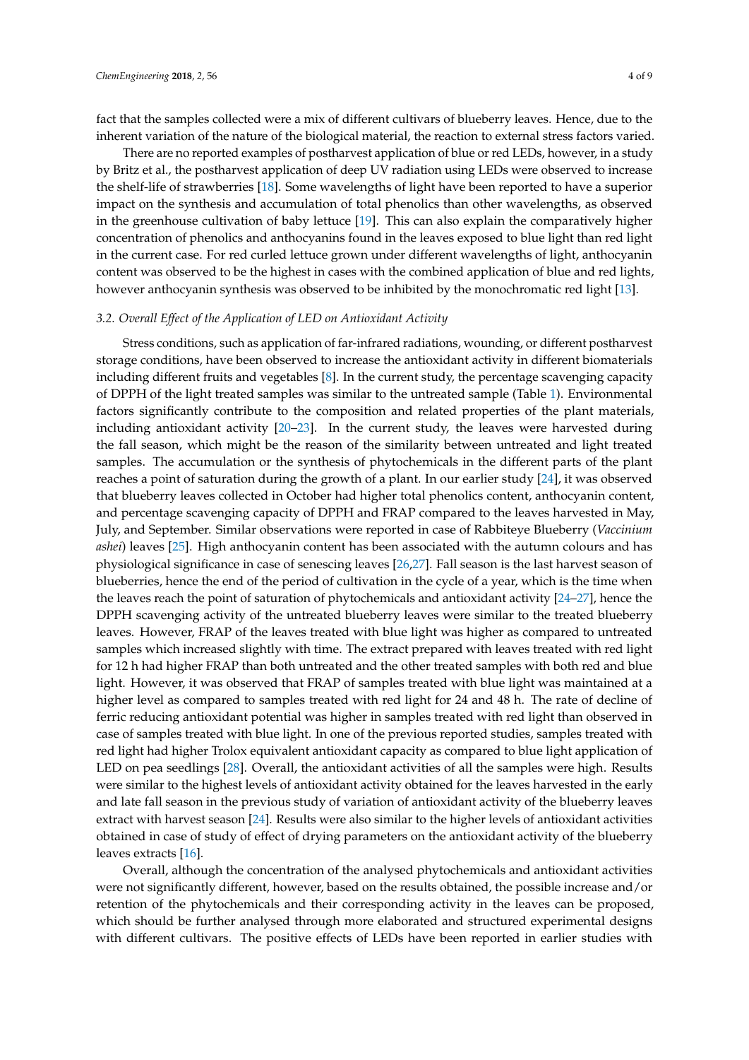fact that the samples collected were a mix of different cultivars of blueberry leaves. Hence, due to the inherent variation of the nature of the biological material, the reaction to external stress factors varied.

There are no reported examples of postharvest application of blue or red LEDs, however, in a study by Britz et al., the postharvest application of deep UV radiation using LEDs were observed to increase the shelf-life of strawberries [18]. Some wavelengths of light have been reported to have a superior impact on the synthesis and accumulation of total phenolics than other wavelengths, as observed in the greenhouse cultivation of baby lettuce [19]. This can also explain the comparatively higher concentration of phenolics and anthocyanins found in the leaves exposed to blue light than red light in the current case. For red curled lettuce grown under different wavelengths of light, anthocyanin content was observed to be the highest in cases with the combined application of blue and red lights, however anthocyanin synthesis was observed to be inhibited by the monochromatic red light [13].

### 3.2. Overall Effect of the Application of LED on Antioxidant Activity

Stress conditions, such as application of far-infrared radiations, wounding, or different postharvest storage conditions, have been observed to increase the antioxidant activity in different biomaterials including different fruits and vegetables [8]. In the current study, the percentage scavenging capacity of DPPH of the light treated samples was similar to the untreated sample (Table 1). Environmental factors significantly contribute to the composition and related properties of the plant materials, including antioxidant activity [20–23]. In the current study, the leaves were harvested during the fall season, which might be the reason of the similarity between untreated and light treated samples. The accumulation or the synthesis of phytochemicals in the different parts of the plant reaches a point of saturation during the growth of a plant. In our earlier study [24], it was observed that blueberry leaves collected in October had higher total phenolics content, anthocyanin content, and percentage scavenging capacity of DPPH and FRAP compared to the leaves harvested in May, July, and September. Similar observations were reported in case of Rabbiteye Blueberry (*Vaccinium ashei*) leaves [25]. High anthocyanin content has been associated with the autumn colours and has physiological significance in case of senescing leaves [26,27]. Fall season is the last harvest season of blueberries, hence the end of the period of cultivation in the cycle of a year, which is the time when the leaves reach the point of saturation of phytochemicals and antioxidant activity [24–27], hence the DPPH scavenging activity of the untreated blueberry leaves were similar to the treated blueberry leaves. However, FRAP of the leaves treated with blue light was higher as compared to untreated samples which increased slightly with time. The extract prepared with leaves treated with red light for 12 h had higher FRAP than both untreated and the other treated samples with both red and blue light. However, it was observed that FRAP of samples treated with blue light was maintained at a higher level as compared to samples treated with red light for 24 and 48 h. The rate of decline of ferric reducing antioxidant potential was higher in samples treated with red light than observed in case of samples treated with blue light. In one of the previous reported studies, samples treated with red light had higher Trolox equivalent antioxidant capacity as compared to blue light application of LED on pea seedlings [28]. Overall, the antioxidant activities of all the samples were high. Results were similar to the highest levels of antioxidant activity obtained for the leaves harvested in the early and late fall season in the previous study of variation of antioxidant activity of the blueberry leaves extract with harvest season [24]. Results were also similar to the higher levels of antioxidant activities obtained in case of study of effect of drying parameters on the antioxidant activity of the blueberry leaves extracts [16].

Overall, although the concentration of the analysed phytochemicals and antioxidant activities were not significantly different, however, based on the results obtained, the possible increase and/or retention of the phytochemicals and their corresponding activity in the leaves can be proposed, which should be further analysed through more elaborated and structured experimental designs with different cultivars. The positive effects of LEDs have been reported in earlier studies with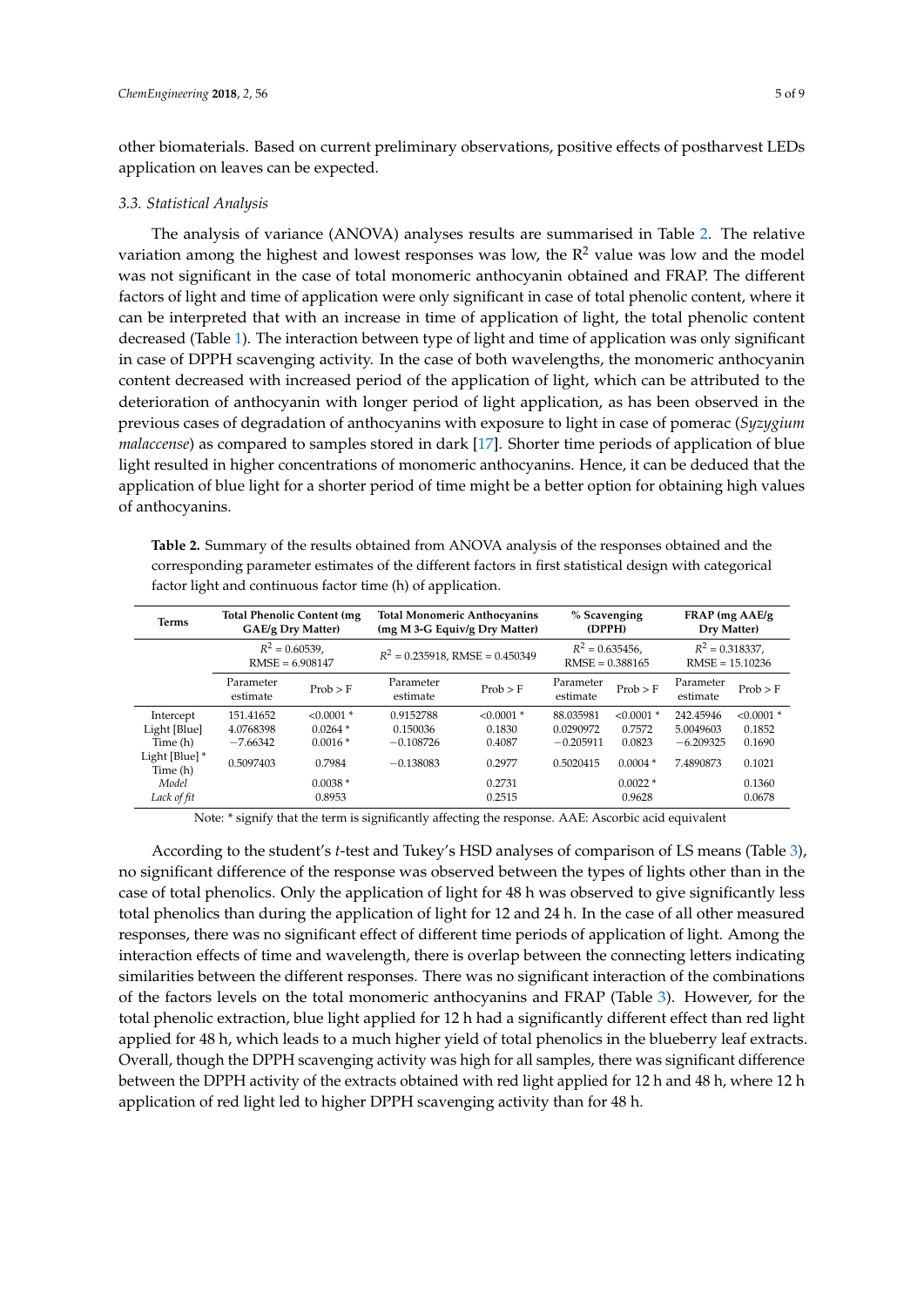other biomaterials. Based on current preliminary observations, positive effects of postharvest LEDs application on leaves can be expected.

### 3.3. Statistical Analysis

The analysis of variance (ANOVA) analyses results are summarised in Table 2. The relative variation among the highest and lowest responses was low, the $R^2$ value was low and the model was not significant in the case of total monomeric anthocyanin obtained and FRAP. The different factors of light and time of application were only significant in case of total phenolic content, where it can be interpreted that with an increase in time of application of light, the total phenolic content decreased (Table 1). The interaction between type of light and time of application was only significant in case of DPPH scavenging activity. In the case of both wavelengths, the monomeric anthocyanin content decreased with increased period of the application of light, which can be attributed to the deterioration of anthocyanin with longer period of light application, as has been observed in the previous cases of degradation of anthocyanins with exposure to light in case of pomerac (*Syzygium malaccense*) as compared to samples stored in dark [17]. Shorter time periods of application of blue light resulted in higher concentrations of monomeric anthocyanins. Hence, it can be deduced that the application of blue light for a shorter period of time might be a better option for obtaining high values of anthocyanins.

**Table 2.** Summary of the results obtained from ANOVA analysis of the responses obtained and the corresponding parameter estimates of the different factors in first statistical design with categorical factor light and continuous factor time (h) of application.

| Terms | Total Phenolic Content (mg GAE/g Dry Matter) | | Total Monomeric Anthocyanins (mg M 3-G Equiv/g Dry Matter) | | % Scavenging (DPPH) | | FRAP (mg AAE/g Dry Matter) | |
|---|---|---|---|---|---|---|---|---|
| | $R^2 = 0.60539$, RMSE = 6.908147 | | $R^2 = 0.235918$, RMSE = 0.450349 | | $R^2 = 0.635456$, RMSE = 0.388165 | | $R^2 = 0.318337$, RMSE = 15.10236 | |
| | Parameter estimate | Prob > F | Parameter estimate | Prob > F | Parameter estimate | Prob > F | Parameter estimate | Prob > F |
| Intercept | 151.41652 | <0.0001 * | 0.9152788 | <0.0001 * | 88.035981 | <0.0001 * | 242.45946 | <0.0001 * |
| Light [Blue] | 4.0768398 | 0.0264 * | 0.150036 | 0.1830 | 0.0290972 | 0.7572 | 5.0049603 | 0.1852 |
| Time (h) | −7.66342 | 0.0016 * | −0.108726 | 0.4087 | −0.205911 | 0.0823 | −6.209325 | 0.1690 |
| Light [Blue] * Time (h) | 0.5097403 | 0.7984 | −0.138083 | 0.2977 | 0.5020415 | 0.0004 * | 7.4890873 | 0.1021 |
| *Model* | | 0.0038 * | | 0.2731 | | 0.0022 * | | 0.1360 |
| *Lack of fit* | | 0.8953 | | 0.2515 | | 0.9628 | | 0.0678 |

Note: * signify that the term is significantly affecting the response. AAE: Ascorbic acid equivalent

According to the student's *t*-test and Tukey's HSD analyses of comparison of LS means (Table 3), no significant difference of the response was observed between the types of lights other than in the case of total phenolics. Only the application of light for 48 h was observed to give significantly less total phenolics than during the application of light for 12 and 24 h. In the case of all other measured responses, there was no significant effect of different time periods of application of light. Among the interaction effects of time and wavelength, there is overlap between the connecting letters indicating similarities between the different responses. There was no significant interaction of the combinations of the factors levels on the total monomeric anthocyanins and FRAP (Table 3). However, for the total phenolic extraction, blue light applied for 12 h had a significantly different effect than red light applied for 48 h, which leads to a much higher yield of total phenolics in the blueberry leaf extracts. Overall, though the DPPH scavenging activity was high for all samples, there was significant difference between the DPPH activity of the extracts obtained with red light applied for 12 h and 48 h, where 12 h application of red light led to higher DPPH scavenging activity than for 48 h.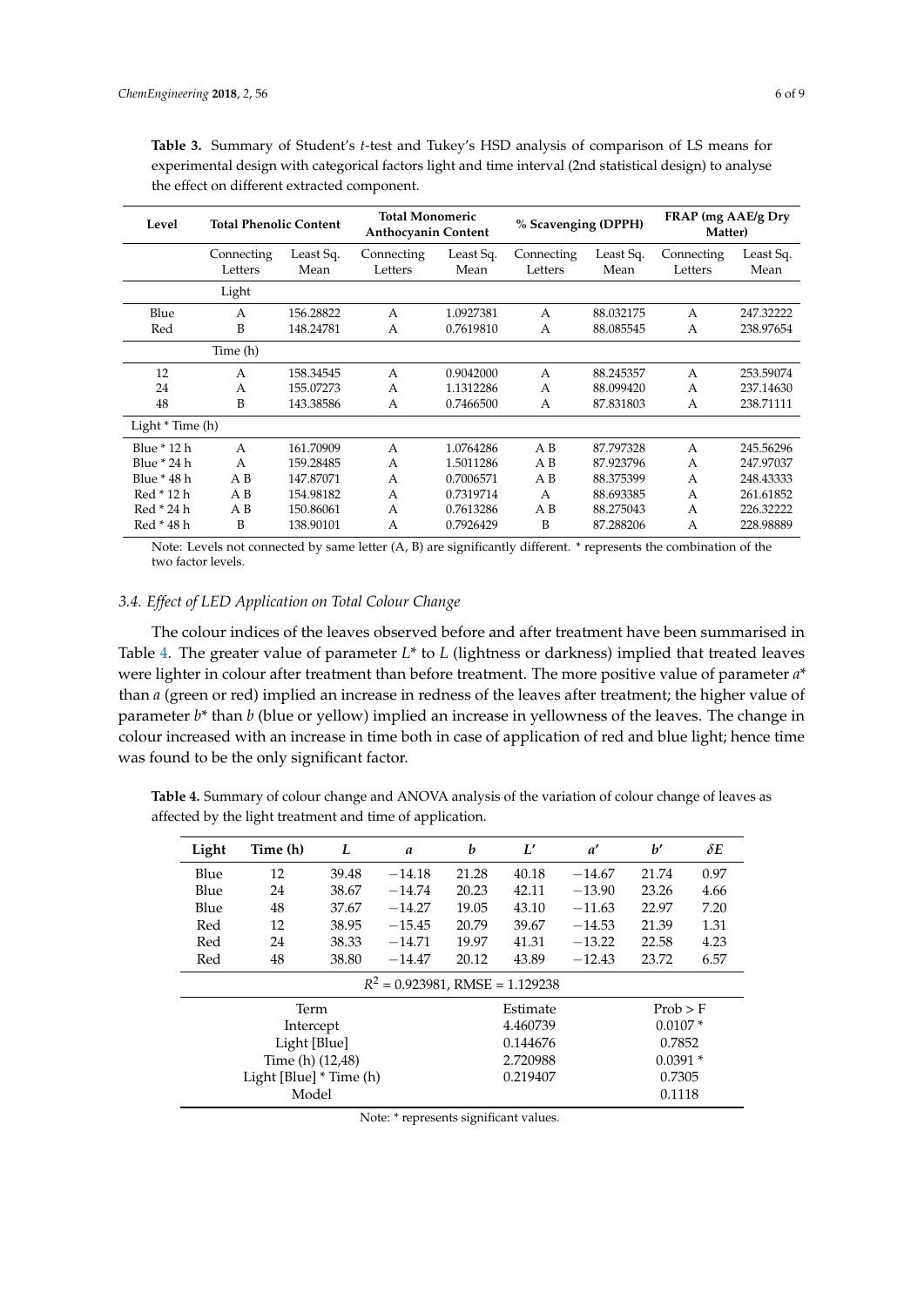**Table 3.** Summary of Student's *t*-test and Tukey's HSD analysis of comparison of LS means for experimental design with categorical factors light and time interval (2nd statistical design) to analyse the effect on different extracted component.

| Level | Total Phenolic Content | | Total Monomeric Anthocyanin Content | | % Scavenging (DPPH) | | FRAP (mg AAE/g Dry Matter) | |
|---|---|---|---|---|---|---|---|---|
| | Connecting Letters | Least Sq. Mean | Connecting Letters | Least Sq. Mean | Connecting Letters | Least Sq. Mean | Connecting Letters | Least Sq. Mean |
| | Light | | | | | | | |
| Blue | A | 156.28822 | A | 1.0927381 | A | 88.032175 | A | 247.32222 |
| Red | B | 148.24781 | A | 0.7619810 | A | 88.085545 | A | 238.97654 |
| | Time (h) | | | | | | | |
| 12 | A | 158.34545 | A | 0.9042000 | A | 88.245357 | A | 253.59074 |
| 24 | A | 155.07273 | A | 1.1312286 | A | 88.099420 | A | 237.14630 |
| 48 | B | 143.38586 | A | 0.7466500 | A | 87.831803 | A | 238.71111 |
| Light * Time (h) | | | | | | | | |
| Blue * 12 h | A | 161.70909 | A | 1.0764286 | A B | 87.797328 | A | 245.56296 |
| Blue * 24 h | A | 159.28485 | A | 1.5011286 | A B | 87.923796 | A | 247.97037 |
| Blue * 48 h | A B | 147.87071 | A | 0.7006571 | A B | 88.375399 | A | 248.43333 |
| Red * 12 h | A B | 154.98182 | A | 0.7319714 | A | 88.693385 | A | 261.61852 |
| Red * 24 h | A B | 150.86061 | A | 0.7613286 | A B | 88.275043 | A | 226.32222 |
| Red * 48 h | B | 138.90101 | A | 0.7926429 | B | 87.288206 | A | 228.98889 |

Note: Levels not connected by same letter (A, B) are significantly different. * represents the combination of the two factor levels.

### 3.4. Effect of LED Application on Total Colour Change

The colour indices of the leaves observed before and after treatment have been summarised in Table 4. The greater value of parameter $L^*$ to $L$ (lightness or darkness) implied that treated leaves were lighter in colour after treatment than before treatment. The more positive value of parameter $a^*$ than $a$ (green or red) implied an increase in redness of the leaves after treatment; the higher value of parameter $b^*$ than $b$ (blue or yellow) implied an increase in yellowness of the leaves. The change in colour increased with an increase in time both in case of application of red and blue light; hence time was found to be the only significant factor.

**Table 4.** Summary of colour change and ANOVA analysis of the variation of colour change of leaves as affected by the light treatment and time of application.

| Light | Time (h) | $L$ | $a$ | $b$ | $L'$ | $a'$ | $b'$ | $\delta E$ |
|---|---|---|---|---|---|---|---|---|
| Blue | 12 | 39.48 | −14.18 | 21.28 | 40.18 | −14.67 | 21.74 | 0.97 |
| Blue | 24 | 38.67 | −14.74 | 20.23 | 42.11 | −13.90 | 23.26 | 4.66 |
| Blue | 48 | 37.67 | −14.27 | 19.05 | 43.10 | −11.63 | 22.97 | 7.20 |
| Red | 12 | 38.95 | −15.45 | 20.79 | 39.67 | −14.53 | 21.39 | 1.31 |
| Red | 24 | 38.33 | −14.71 | 19.97 | 41.31 | −13.22 | 22.58 | 4.23 |
| Red | 48 | 38.80 | −14.47 | 20.12 | 43.89 | −12.43 | 23.72 | 6.57 |

$R^2$ = 0.923981, RMSE = 1.129238

| Term | Estimate | Prob > F |
|---|---|---|
| Intercept | 4.460739 | 0.0107 * |
| Light [Blue] | 0.144676 | 0.7852 |
| Time (h) (12,48) | 2.720988 | 0.0391 * |
| Light [Blue] * Time (h) | 0.219407 | 0.7305 |
| Model | | 0.1118 |

Note: * represents significant values.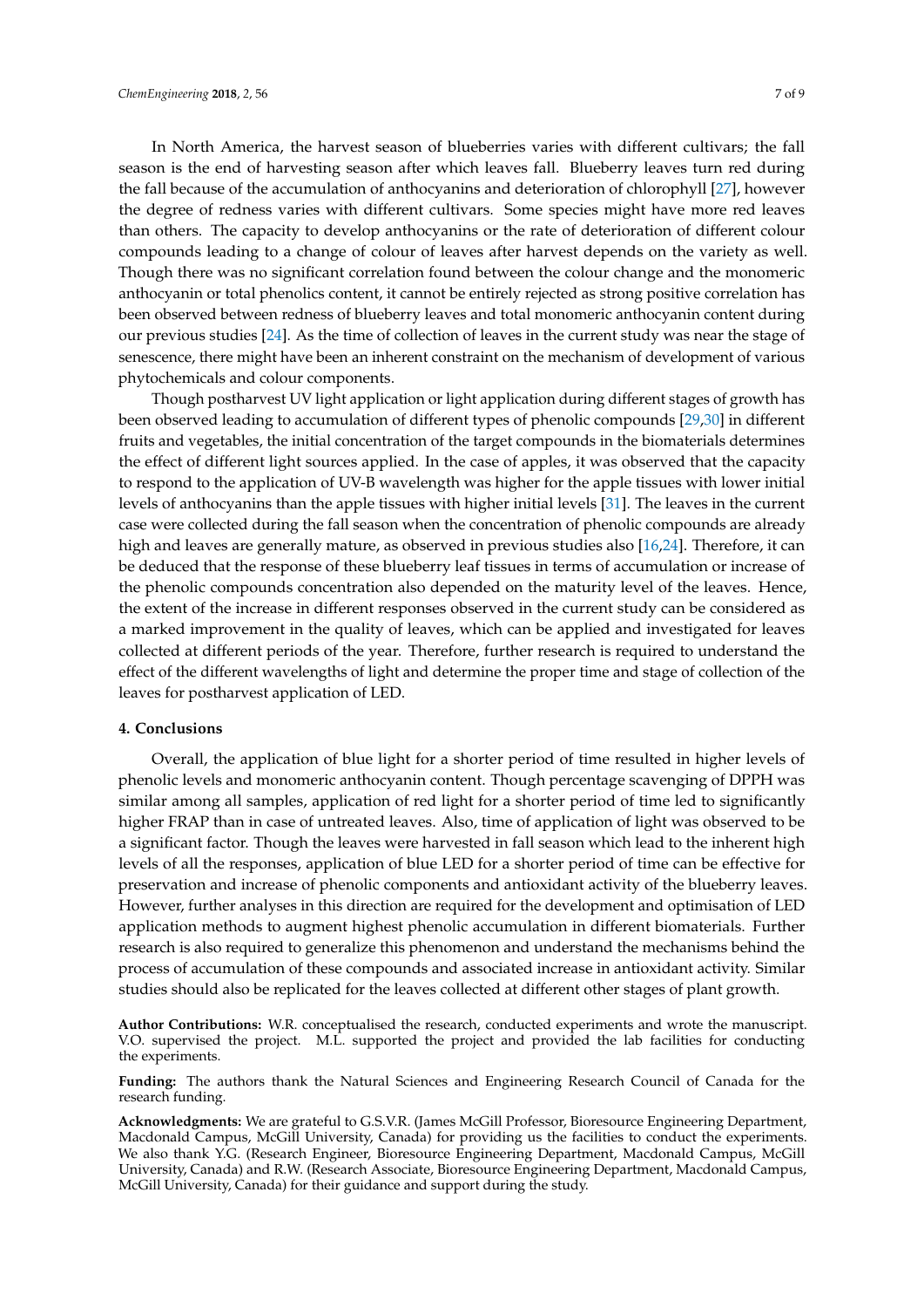In North America, the harvest season of blueberries varies with different cultivars; the fall season is the end of harvesting season after which leaves fall. Blueberry leaves turn red during the fall because of the accumulation of anthocyanins and deterioration of chlorophyll [27], however the degree of redness varies with different cultivars. Some species might have more red leaves than others. The capacity to develop anthocyanins or the rate of deterioration of different colour compounds leading to a change of colour of leaves after harvest depends on the variety as well. Though there was no significant correlation found between the colour change and the monomeric anthocyanin or total phenolics content, it cannot be entirely rejected as strong positive correlation has been observed between redness of blueberry leaves and total monomeric anthocyanin content during our previous studies [24]. As the time of collection of leaves in the current study was near the stage of senescence, there might have been an inherent constraint on the mechanism of development of various phytochemicals and colour components.

Though postharvest UV light application or light application during different stages of growth has been observed leading to accumulation of different types of phenolic compounds [29,30] in different fruits and vegetables, the initial concentration of the target compounds in the biomaterials determines the effect of different light sources applied. In the case of apples, it was observed that the capacity to respond to the application of UV-B wavelength was higher for the apple tissues with lower initial levels of anthocyanins than the apple tissues with higher initial levels [31]. The leaves in the current case were collected during the fall season when the concentration of phenolic compounds are already high and leaves are generally mature, as observed in previous studies also [16,24]. Therefore, it can be deduced that the response of these blueberry leaf tissues in terms of accumulation or increase of the phenolic compounds concentration also depended on the maturity level of the leaves. Hence, the extent of the increase in different responses observed in the current study can be considered as a marked improvement in the quality of leaves, which can be applied and investigated for leaves collected at different periods of the year. Therefore, further research is required to understand the effect of the different wavelengths of light and determine the proper time and stage of collection of the leaves for postharvest application of LED.

## 4. Conclusions

Overall, the application of blue light for a shorter period of time resulted in higher levels of phenolic levels and monomeric anthocyanin content. Though percentage scavenging of DPPH was similar among all samples, application of red light for a shorter period of time led to significantly higher FRAP than in case of untreated leaves. Also, time of application of light was observed to be a significant factor. Though the leaves were harvested in fall season which lead to the inherent high levels of all the responses, application of blue LED for a shorter period of time can be effective for preservation and increase of phenolic components and antioxidant activity of the blueberry leaves. However, further analyses in this direction are required for the development and optimisation of LED application methods to augment highest phenolic accumulation in different biomaterials. Further research is also required to generalize this phenomenon and understand the mechanisms behind the process of accumulation of these compounds and associated increase in antioxidant activity. Similar studies should also be replicated for the leaves collected at different other stages of plant growth.

**Author Contributions:** W.R. conceptualised the research, conducted experiments and wrote the manuscript. V.O. supervised the project. M.L. supported the project and provided the lab facilities for conducting the experiments.

**Funding:** The authors thank the Natural Sciences and Engineering Research Council of Canada for the research funding.

**Acknowledgments:** We are grateful to G.S.V.R. (James McGill Professor, Bioresource Engineering Department, Macdonald Campus, McGill University, Canada) for providing us the facilities to conduct the experiments. We also thank Y.G. (Research Engineer, Bioresource Engineering Department, Macdonald Campus, McGill University, Canada) and R.W. (Research Associate, Bioresource Engineering Department, Macdonald Campus, McGill University, Canada) for their guidance and support during the study.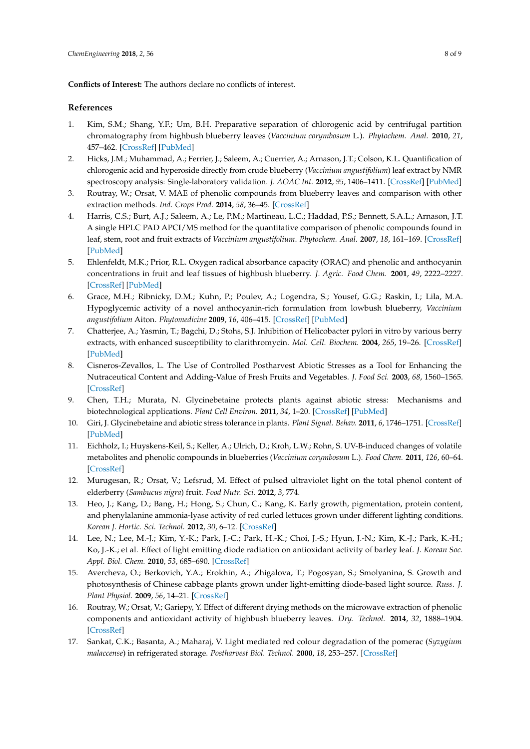**Conflicts of Interest:** The authors declare no conflicts of interest.

## References

1. Kim, S.M.; Shang, Y.F.; Um, B.H. Preparative separation of chlorogenic acid by centrifugal partition chromatography from highbush blueberry leaves (*Vaccinium corymbosum* L.). *Phytochem. Anal.* **2010**, *21*, 457–462. [CrossRef] [PubMed]
2. Hicks, J.M.; Muhammad, A.; Ferrier, J.; Saleem, A.; Cuerrier, A.; Arnason, J.T.; Colson, K.L. Quantification of chlorogenic acid and hyperoside directly from crude blueberry (*Vaccinium angustifolium*) leaf extract by NMR spectroscopy analysis: Single-laboratory validation. *J. AOAC Int.* **2012**, *95*, 1406–1411. [CrossRef] [PubMed]
3. Routray, W.; Orsat, V. MAE of phenolic compounds from blueberry leaves and comparison with other extraction methods. *Ind. Crops Prod.* **2014**, *58*, 36–45. [CrossRef]
4. Harris, C.S.; Burt, A.J.; Saleem, A.; Le, P.M.; Martineau, L.C.; Haddad, P.S.; Bennett, S.A.L.; Arnason, J.T. A single HPLC PAD APCI/MS method for the quantitative comparison of phenolic compounds found in leaf, stem, root and fruit extracts of *Vaccinium angustifolium*. *Phytochem. Anal.* **2007**, *18*, 161–169. [CrossRef] [PubMed]
5. Ehlenfeldt, M.K.; Prior, R.L. Oxygen radical absorbance capacity (ORAC) and phenolic and anthocyanin concentrations in fruit and leaf tissues of highbush blueberry. *J. Agric. Food Chem.* **2001**, *49*, 2222–2227. [CrossRef] [PubMed]
6. Grace, M.H.; Ribnicky, D.M.; Kuhn, P.; Poulev, A.; Logendra, S.; Yousef, G.G.; Raskin, I.; Lila, M.A. Hypoglycemic activity of a novel anthocyanin-rich formulation from lowbush blueberry, *Vaccinium angustifolium* Aiton. *Phytomedicine* **2009**, *16*, 406–415. [CrossRef] [PubMed]
7. Chatterjee, A.; Yasmin, T.; Bagchi, D.; Stohs, S.J. Inhibition of Helicobacter pylori in vitro by various berry extracts, with enhanced susceptibility to clarithromycin. *Mol. Cell. Biochem.* **2004**, *265*, 19–26. [CrossRef] [PubMed]
8. Cisneros-Zevallos, L. The Use of Controlled Postharvest Abiotic Stresses as a Tool for Enhancing the Nutraceutical Content and Adding-Value of Fresh Fruits and Vegetables. *J. Food Sci.* **2003**, *68*, 1560–1565. [CrossRef]
9. Chen, T.H.; Murata, N. Glycinebetaine protects plants against abiotic stress: Mechanisms and biotechnological applications. *Plant Cell Environ.* **2011**, *34*, 1–20. [CrossRef] [PubMed]
10. Giri, J. Glycinebetaine and abiotic stress tolerance in plants. *Plant Signal. Behav.* **2011**, *6*, 1746–1751. [CrossRef] [PubMed]
11. Eichholz, I.; Huyskens-Keil, S.; Keller, A.; Ulrich, D.; Kroh, L.W.; Rohn, S. UV-B-induced changes of volatile metabolites and phenolic compounds in blueberries (*Vaccinium corymbosum* L.). *Food Chem.* **2011**, *126*, 60–64. [CrossRef]
12. Murugesan, R.; Orsat, V.; Lefsrud, M. Effect of pulsed ultraviolet light on the total phenol content of elderberry (*Sambucus nigra*) fruit. *Food Nutr. Sci.* **2012**, *3*, 774.
13. Heo, J.; Kang, D.; Bang, H.; Hong, S.; Chun, C.; Kang, K. Early growth, pigmentation, protein content, and phenylalanine ammonia-lyase activity of red curled lettuces grown under different lighting conditions. *Korean J. Hortic. Sci. Technol.* **2012**, *30*, 6–12. [CrossRef]
14. Lee, N.; Lee, M.-J.; Kim, Y.-K.; Park, J.-C.; Park, H.-K.; Choi, J.-S.; Hyun, J.-N.; Kim, K.-J.; Park, K.-H.; Ko, J.-K.; et al. Effect of light emitting diode radiation on antioxidant activity of barley leaf. *J. Korean Soc. Appl. Biol. Chem.* **2010**, *53*, 685–690. [CrossRef]
15. Avercheva, O.; Berkovich, Y.A.; Erokhin, A.; Zhigalova, T.; Pogosyan, S.; Smolyanina, S. Growth and photosynthesis of Chinese cabbage plants grown under light-emitting diode-based light source. *Russ. J. Plant Physiol.* **2009**, *56*, 14–21. [CrossRef]
16. Routray, W.; Orsat, V.; Gariepy, Y. Effect of different drying methods on the microwave extraction of phenolic components and antioxidant activity of highbush blueberry leaves. *Dry. Technol.* **2014**, *32*, 1888–1904. [CrossRef]
17. Sankat, C.K.; Basanta, A.; Maharaj, V. Light mediated red colour degradation of the pomerac (*Syzygium malaccense*) in refrigerated storage. *Postharvest Biol. Technol.* **2000**, *18*, 253–257. [CrossRef]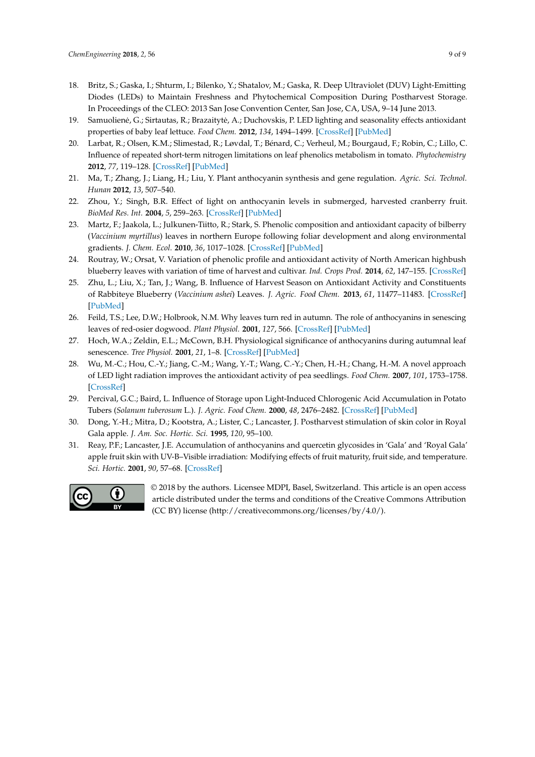18. Britz, S.; Gaska, I.; Shturm, I.; Bilenko, Y.; Shatalov, M.; Gaska, R. Deep Ultraviolet (DUV) Light-Emitting Diodes (LEDs) to Maintain Freshness and Phytochemical Composition During Postharvest Storage. In Proceedings of the CLEO: 2013 San Jose Convention Center, San Jose, CA, USA, 9–14 June 2013.
19. Samuolienė, G.; Sirtautas, R.; Brazaitytė, A.; Duchovskis, P. LED lighting and seasonality effects antioxidant properties of baby leaf lettuce. *Food Chem.* **2012**, *134*, 1494–1499. [CrossRef] [PubMed]
20. Larbat, R.; Olsen, K.M.; Slimestad, R.; Løvdal, T.; Bénard, C.; Verheul, M.; Bourgaud, F.; Robin, C.; Lillo, C. Influence of repeated short-term nitrogen limitations on leaf phenolics metabolism in tomato. *Phytochemistry* **2012**, *77*, 119–128. [CrossRef] [PubMed]
21. Ma, T.; Zhang, J.; Liang, H.; Liu, Y. Plant anthocyanin synthesis and gene regulation. *Agric. Sci. Technol. Hunan* **2012**, *13*, 507–540.
22. Zhou, Y.; Singh, B.R. Effect of light on anthocyanin levels in submerged, harvested cranberry fruit. *BioMed Res. Int.* **2004**, *5*, 259–263. [CrossRef] [PubMed]
23. Martz, F.; Jaakola, L.; Julkunen-Tiitto, R.; Stark, S. Phenolic composition and antioxidant capacity of bilberry (*Vaccinium myrtillus*) leaves in northern Europe following foliar development and along environmental gradients. *J. Chem. Ecol.* **2010**, *36*, 1017–1028. [CrossRef] [PubMed]
24. Routray, W.; Orsat, V. Variation of phenolic profile and antioxidant activity of North American highbush blueberry leaves with variation of time of harvest and cultivar. *Ind. Crops Prod.* **2014**, *62*, 147–155. [CrossRef]
25. Zhu, L.; Liu, X.; Tan, J.; Wang, B. Influence of Harvest Season on Antioxidant Activity and Constituents of Rabbiteye Blueberry (*Vaccinium ashei*) Leaves. *J. Agric. Food Chem.* **2013**, *61*, 11477–11483. [CrossRef] [PubMed]
26. Feild, T.S.; Lee, D.W.; Holbrook, N.M. Why leaves turn red in autumn. The role of anthocyanins in senescing leaves of red-osier dogwood. *Plant Physiol.* **2001**, *127*, 566. [CrossRef] [PubMed]
27. Hoch, W.A.; Zeldin, E.L.; McCown, B.H. Physiological significance of anthocyanins during autumnal leaf senescence. *Tree Physiol.* **2001**, *21*, 1–8. [CrossRef] [PubMed]
28. Wu, M.-C.; Hou, C.-Y.; Jiang, C.-M.; Wang, Y.-T.; Wang, C.-Y.; Chen, H.-H.; Chang, H.-M. A novel approach of LED light radiation improves the antioxidant activity of pea seedlings. *Food Chem.* **2007**, *101*, 1753–1758. [CrossRef]
29. Percival, G.C.; Baird, L. Influence of Storage upon Light-Induced Chlorogenic Acid Accumulation in Potato Tubers (*Solanum tuberosum* L.). *J. Agric. Food Chem.* **2000**, *48*, 2476–2482. [CrossRef] [PubMed]
30. Dong, Y.-H.; Mitra, D.; Kootstra, A.; Lister, C.; Lancaster, J. Postharvest stimulation of skin color in Royal Gala apple. *J. Am. Soc. Hortic. Sci.* **1995**, *120*, 95–100.
31. Reay, P.F.; Lancaster, J.E. Accumulation of anthocyanins and quercetin glycosides in 'Gala' and 'Royal Gala' apple fruit skin with UV-B–Visible irradiation: Modifying effects of fruit maturity, fruit side, and temperature. *Sci. Hortic.* **2001**, *90*, 57–68. [CrossRef]

© 2018 by the authors. Licensee MDPI, Basel, Switzerland. This article is an open access article distributed under the terms and conditions of the Creative Commons Attribution (CC BY) license (http://creativecommons.org/licenses/by/4.0/).